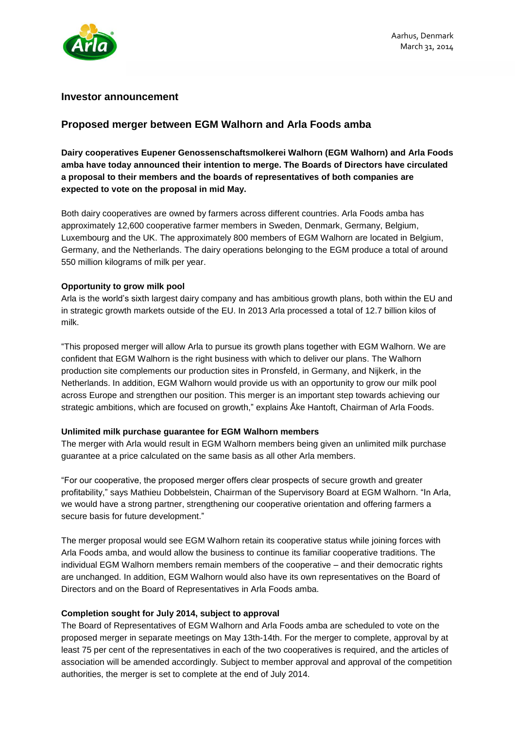Aarhus, Denmark
March 31, 2014

## Investor announcement

# Proposed merger between EGM Walhorn and Arla Foods amba

**Dairy cooperatives Eupener Genossenschaftsmolkerei Walhorn (EGM Walhorn) and Arla Foods amba have today announced their intention to merge. The Boards of Directors have circulated a proposal to their members and the boards of representatives of both companies are expected to vote on the proposal in mid May.**

Both dairy cooperatives are owned by farmers across different countries. Arla Foods amba has approximately 12,600 cooperative farmer members in Sweden, Denmark, Germany, Belgium, Luxembourg and the UK. The approximately 800 members of EGM Walhorn are located in Belgium, Germany, and the Netherlands. The dairy operations belonging to the EGM produce a total of around 550 million kilograms of milk per year.

### Opportunity to grow milk pool

Arla is the world's sixth largest dairy company and has ambitious growth plans, both within the EU and in strategic growth markets outside of the EU. In 2013 Arla processed a total of 12.7 billion kilos of milk.

"This proposed merger will allow Arla to pursue its growth plans together with EGM Walhorn. We are confident that EGM Walhorn is the right business with which to deliver our plans. The Walhorn production site complements our production sites in Pronsfeld, in Germany, and Nijkerk, in the Netherlands. In addition, EGM Walhorn would provide us with an opportunity to grow our milk pool across Europe and strengthen our position. This merger is an important step towards achieving our strategic ambitions, which are focused on growth," explains Åke Hantoft, Chairman of Arla Foods.

### Unlimited milk purchase guarantee for EGM Walhorn members

The merger with Arla would result in EGM Walhorn members being given an unlimited milk purchase guarantee at a price calculated on the same basis as all other Arla members.

"For our cooperative, the proposed merger offers clear prospects of secure growth and greater profitability," says Mathieu Dobbelstein, Chairman of the Supervisory Board at EGM Walhorn. "In Arla, we would have a strong partner, strengthening our cooperative orientation and offering farmers a secure basis for future development."

The merger proposal would see EGM Walhorn retain its cooperative status while joining forces with Arla Foods amba, and would allow the business to continue its familiar cooperative traditions. The individual EGM Walhorn members remain members of the cooperative – and their democratic rights are unchanged. In addition, EGM Walhorn would also have its own representatives on the Board of Directors and on the Board of Representatives in Arla Foods amba.

### Completion sought for July 2014, subject to approval

The Board of Representatives of EGM Walhorn and Arla Foods amba are scheduled to vote on the proposed merger in separate meetings on May 13th-14th. For the merger to complete, approval by at least 75 per cent of the representatives in each of the two cooperatives is required, and the articles of association will be amended accordingly. Subject to member approval and approval of the competition authorities, the merger is set to complete at the end of July 2014.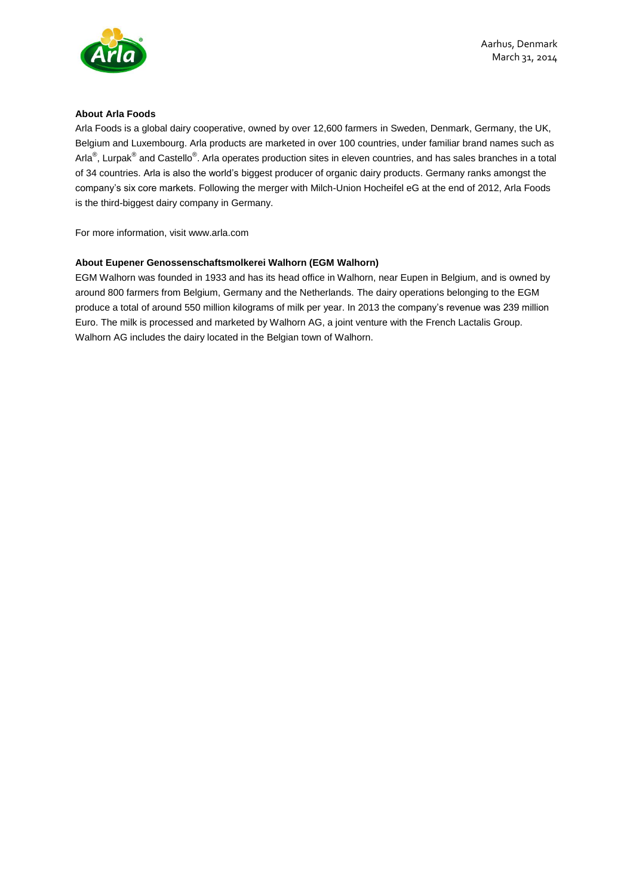Aarhus, Denmark
March 31, 2014

**About Arla Foods**

Arla Foods is a global dairy cooperative, owned by over 12,600 farmers in Sweden, Denmark, Germany, the UK, Belgium and Luxembourg. Arla products are marketed in over 100 countries, under familiar brand names such as Arla®, Lurpak® and Castello®. Arla operates production sites in eleven countries, and has sales branches in a total of 34 countries. Arla is also the world's biggest producer of organic dairy products. Germany ranks amongst the company's six core markets. Following the merger with Milch-Union Hocheifel eG at the end of 2012, Arla Foods is the third-biggest dairy company in Germany.

For more information, visit www.arla.com

**About Eupener Genossenschaftsmolkerei Walhorn (EGM Walhorn)**

EGM Walhorn was founded in 1933 and has its head office in Walhorn, near Eupen in Belgium, and is owned by around 800 farmers from Belgium, Germany and the Netherlands. The dairy operations belonging to the EGM produce a total of around 550 million kilograms of milk per year. In 2013 the company's revenue was 239 million Euro. The milk is processed and marketed by Walhorn AG, a joint venture with the French Lactalis Group. Walhorn AG includes the dairy located in the Belgian town of Walhorn.